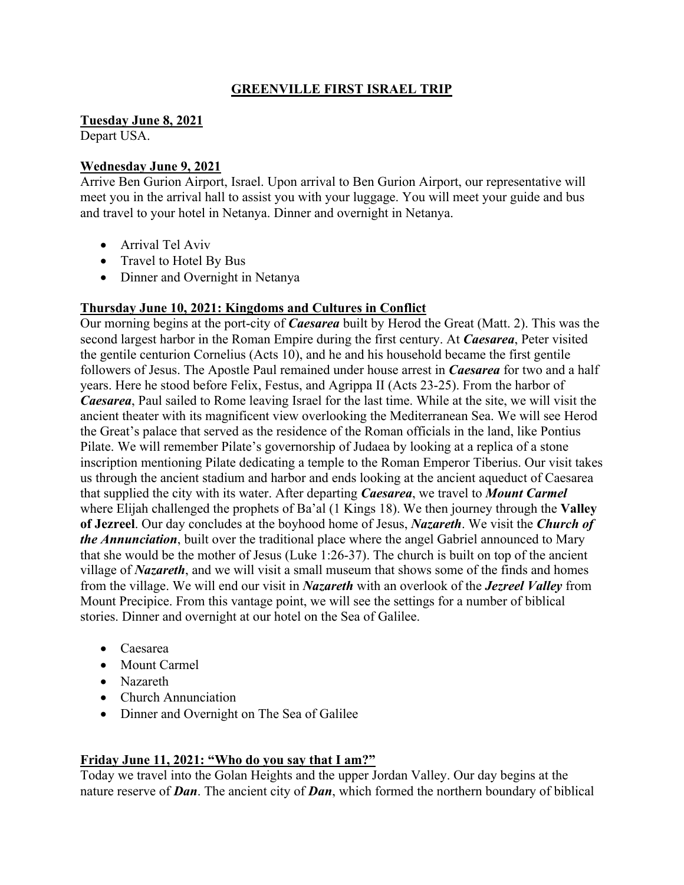# GREENVILLE FIRST ISRAEL TRIP

**Tuesday June 8, 2021**
Depart USA.

**Wednesday June 9, 2021**
Arrive Ben Gurion Airport, Israel. Upon arrival to Ben Gurion Airport, our representative will meet you in the arrival hall to assist you with your luggage. You will meet your guide and bus and travel to your hotel in Netanya. Dinner and overnight in Netanya.

- Arrival Tel Aviv
- Travel to Hotel By Bus
- Dinner and Overnight in Netanya

**Thursday June 10, 2021: Kingdoms and Cultures in Conflict**
Our morning begins at the port-city of ***Caesarea*** built by Herod the Great (Matt. 2). This was the second largest harbor in the Roman Empire during the first century. At ***Caesarea***, Peter visited the gentile centurion Cornelius (Acts 10), and he and his household became the first gentile followers of Jesus. The Apostle Paul remained under house arrest in ***Caesarea*** for two and a half years. Here he stood before Felix, Festus, and Agrippa II (Acts 23-25). From the harbor of ***Caesarea***, Paul sailed to Rome leaving Israel for the last time. While at the site, we will visit the ancient theater with its magnificent view overlooking the Mediterranean Sea. We will see Herod the Great's palace that served as the residence of the Roman officials in the land, like Pontius Pilate. We will remember Pilate's governorship of Judaea by looking at a replica of a stone inscription mentioning Pilate dedicating a temple to the Roman Emperor Tiberius. Our visit takes us through the ancient stadium and harbor and ends looking at the ancient aqueduct of Caesarea that supplied the city with its water. After departing ***Caesarea***, we travel to ***Mount Carmel*** where Elijah challenged the prophets of Ba'al (1 Kings 18). We then journey through the **Valley of Jezreel**. Our day concludes at the boyhood home of Jesus, ***Nazareth***. We visit the ***Church of the Annunciation***, built over the traditional place where the angel Gabriel announced to Mary that she would be the mother of Jesus (Luke 1:26-37). The church is built on top of the ancient village of ***Nazareth***, and we will visit a small museum that shows some of the finds and homes from the village. We will end our visit in ***Nazareth*** with an overlook of the ***Jezreel Valley*** from Mount Precipice. From this vantage point, we will see the settings for a number of biblical stories. Dinner and overnight at our hotel on the Sea of Galilee.

- Caesarea
- Mount Carmel
- Nazareth
- Church Annunciation
- Dinner and Overnight on The Sea of Galilee

**Friday June 11, 2021: "Who do you say that I am?"**
Today we travel into the Golan Heights and the upper Jordan Valley. Our day begins at the nature reserve of ***Dan***. The ancient city of ***Dan***, which formed the northern boundary of biblical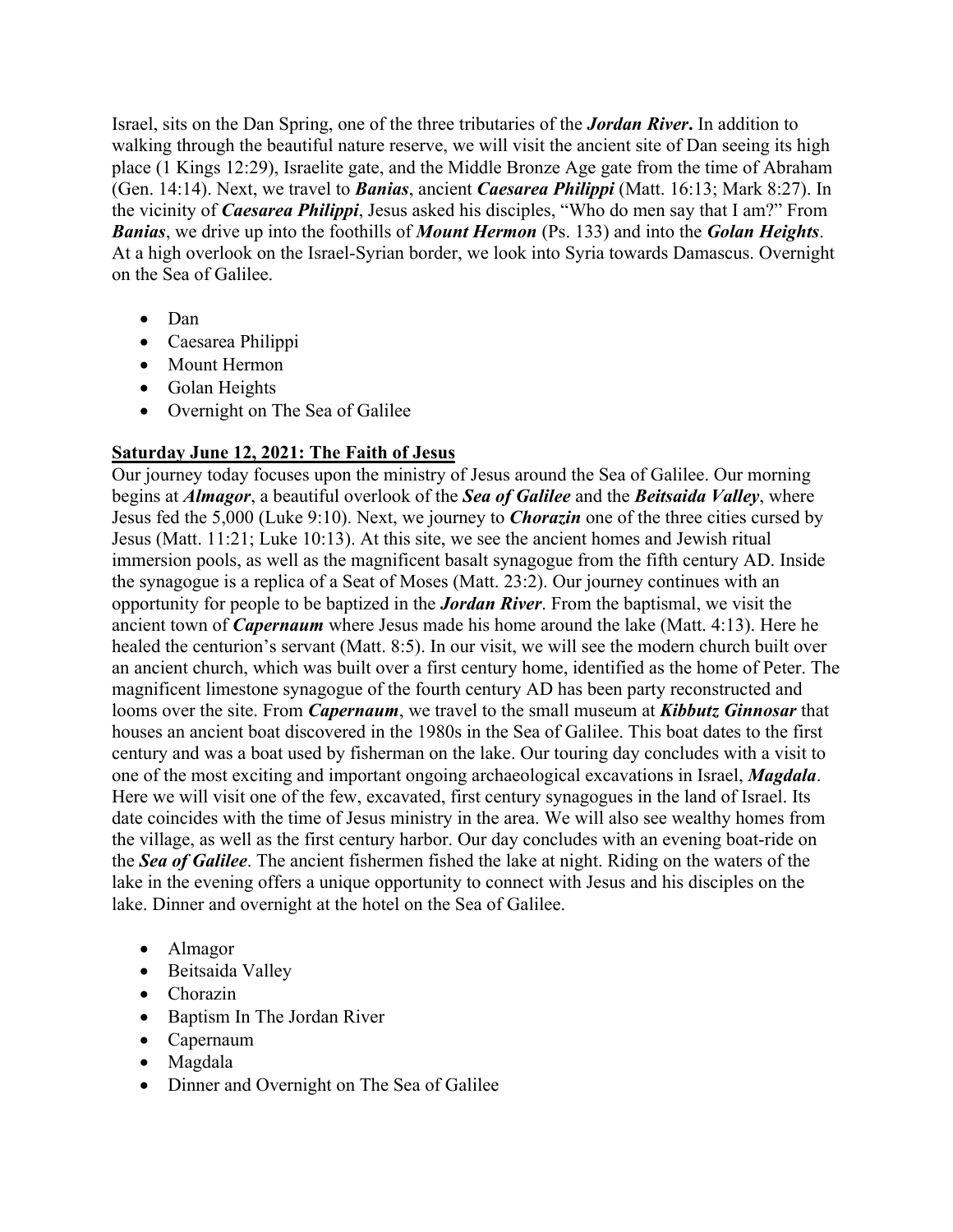Israel, sits on the Dan Spring, one of the three tributaries of the ***Jordan River***. In addition to walking through the beautiful nature reserve, we will visit the ancient site of Dan seeing its high place (1 Kings 12:29), Israelite gate, and the Middle Bronze Age gate from the time of Abraham (Gen. 14:14). Next, we travel to ***Banias***, ancient ***Caesarea Philippi*** (Matt. 16:13; Mark 8:27). In the vicinity of ***Caesarea Philippi***, Jesus asked his disciples, "Who do men say that I am?" From ***Banias***, we drive up into the foothills of ***Mount Hermon*** (Ps. 133) and into the ***Golan Heights***. At a high overlook on the Israel-Syrian border, we look into Syria towards Damascus. Overnight on the Sea of Galilee.

- Dan
- Caesarea Philippi
- Mount Hermon
- Golan Heights
- Overnight on The Sea of Galilee

## Saturday June 12, 2021: The Faith of Jesus

Our journey today focuses upon the ministry of Jesus around the Sea of Galilee. Our morning begins at ***Almagor***, a beautiful overlook of the ***Sea of Galilee*** and the ***Beitsaida Valley***, where Jesus fed the 5,000 (Luke 9:10). Next, we journey to ***Chorazin*** one of the three cities cursed by Jesus (Matt. 11:21; Luke 10:13). At this site, we see the ancient homes and Jewish ritual immersion pools, as well as the magnificent basalt synagogue from the fifth century AD. Inside the synagogue is a replica of a Seat of Moses (Matt. 23:2). Our journey continues with an opportunity for people to be baptized in the ***Jordan River***. From the baptismal, we visit the ancient town of ***Capernaum*** where Jesus made his home around the lake (Matt. 4:13). Here he healed the centurion's servant (Matt. 8:5). In our visit, we will see the modern church built over an ancient church, which was built over a first century home, identified as the home of Peter. The magnificent limestone synagogue of the fourth century AD has been party reconstructed and looms over the site. From ***Capernaum***, we travel to the small museum at ***Kibbutz Ginnosar*** that houses an ancient boat discovered in the 1980s in the Sea of Galilee. This boat dates to the first century and was a boat used by fisherman on the lake. Our touring day concludes with a visit to one of the most exciting and important ongoing archaeological excavations in Israel, ***Magdala***. Here we will visit one of the few, excavated, first century synagogues in the land of Israel. Its date coincides with the time of Jesus ministry in the area. We will also see wealthy homes from the village, as well as the first century harbor. Our day concludes with an evening boat-ride on the ***Sea of Galilee***. The ancient fishermen fished the lake at night. Riding on the waters of the lake in the evening offers a unique opportunity to connect with Jesus and his disciples on the lake. Dinner and overnight at the hotel on the Sea of Galilee.

- Almagor
- Beitsaida Valley
- Chorazin
- Baptism In The Jordan River
- Capernaum
- Magdala
- Dinner and Overnight on The Sea of Galilee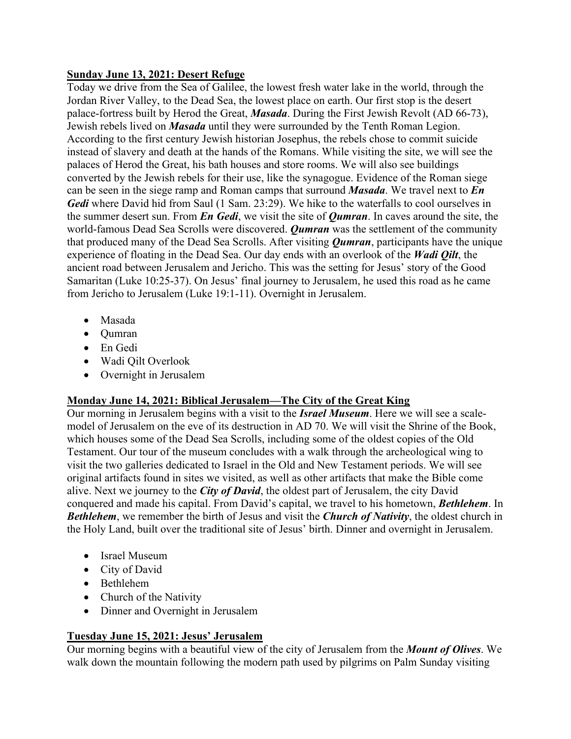**Sunday June 13, 2021: Desert Refuge**

Today we drive from the Sea of Galilee, the lowest fresh water lake in the world, through the Jordan River Valley, to the Dead Sea, the lowest place on earth. Our first stop is the desert palace-fortress built by Herod the Great, ***Masada***. During the First Jewish Revolt (AD 66-73), Jewish rebels lived on ***Masada*** until they were surrounded by the Tenth Roman Legion. According to the first century Jewish historian Josephus, the rebels chose to commit suicide instead of slavery and death at the hands of the Romans. While visiting the site, we will see the palaces of Herod the Great, his bath houses and store rooms. We will also see buildings converted by the Jewish rebels for their use, like the synagogue. Evidence of the Roman siege can be seen in the siege ramp and Roman camps that surround ***Masada***. We travel next to ***En Gedi*** where David hid from Saul (1 Sam. 23:29). We hike to the waterfalls to cool ourselves in the summer desert sun. From ***En Gedi***, we visit the site of ***Qumran***. In caves around the site, the world-famous Dead Sea Scrolls were discovered. ***Qumran*** was the settlement of the community that produced many of the Dead Sea Scrolls. After visiting ***Qumran***, participants have the unique experience of floating in the Dead Sea. Our day ends with an overlook of the ***Wadi Qilt***, the ancient road between Jerusalem and Jericho. This was the setting for Jesus' story of the Good Samaritan (Luke 10:25-37). On Jesus' final journey to Jerusalem, he used this road as he came from Jericho to Jerusalem (Luke 19:1-11). Overnight in Jerusalem.

- Masada
- Qumran
- En Gedi
- Wadi Qilt Overlook
- Overnight in Jerusalem

**Monday June 14, 2021: Biblical Jerusalem—The City of the Great King**

Our morning in Jerusalem begins with a visit to the ***Israel Museum***. Here we will see a scale-model of Jerusalem on the eve of its destruction in AD 70. We will visit the Shrine of the Book, which houses some of the Dead Sea Scrolls, including some of the oldest copies of the Old Testament. Our tour of the museum concludes with a walk through the archeological wing to visit the two galleries dedicated to Israel in the Old and New Testament periods. We will see original artifacts found in sites we visited, as well as other artifacts that make the Bible come alive. Next we journey to the ***City of David***, the oldest part of Jerusalem, the city David conquered and made his capital. From David's capital, we travel to his hometown, ***Bethlehem***. In ***Bethlehem***, we remember the birth of Jesus and visit the ***Church of Nativity***, the oldest church in the Holy Land, built over the traditional site of Jesus' birth. Dinner and overnight in Jerusalem.

- Israel Museum
- City of David
- Bethlehem
- Church of the Nativity
- Dinner and Overnight in Jerusalem

**Tuesday June 15, 2021: Jesus' Jerusalem**

Our morning begins with a beautiful view of the city of Jerusalem from the ***Mount of Olives***. We walk down the mountain following the modern path used by pilgrims on Palm Sunday visiting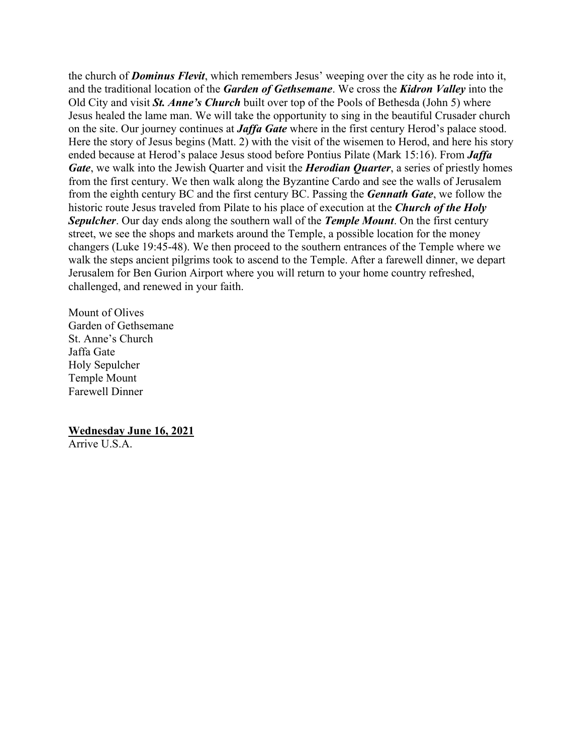the church of ***Dominus Flevit***, which remembers Jesus' weeping over the city as he rode into it, and the traditional location of the ***Garden of Gethsemane***. We cross the ***Kidron Valley*** into the Old City and visit ***St. Anne's Church*** built over top of the Pools of Bethesda (John 5) where Jesus healed the lame man. We will take the opportunity to sing in the beautiful Crusader church on the site. Our journey continues at ***Jaffa Gate*** where in the first century Herod's palace stood. Here the story of Jesus begins (Matt. 2) with the visit of the wisemen to Herod, and here his story ended because at Herod's palace Jesus stood before Pontius Pilate (Mark 15:16). From ***Jaffa Gate***, we walk into the Jewish Quarter and visit the ***Herodian Quarter***, a series of priestly homes from the first century. We then walk along the Byzantine Cardo and see the walls of Jerusalem from the eighth century BC and the first century BC. Passing the ***Gennath Gate***, we follow the historic route Jesus traveled from Pilate to his place of execution at the ***Church of the Holy Sepulcher***. Our day ends along the southern wall of the ***Temple Mount***. On the first century street, we see the shops and markets around the Temple, a possible location for the money changers (Luke 19:45-48). We then proceed to the southern entrances of the Temple where we walk the steps ancient pilgrims took to ascend to the Temple. After a farewell dinner, we depart Jerusalem for Ben Gurion Airport where you will return to your home country refreshed, challenged, and renewed in your faith.

Mount of Olives
Garden of Gethsemane
St. Anne's Church
Jaffa Gate
Holy Sepulcher
Temple Mount
Farewell Dinner

**Wednesday June 16, 2021**
Arrive U.S.A.